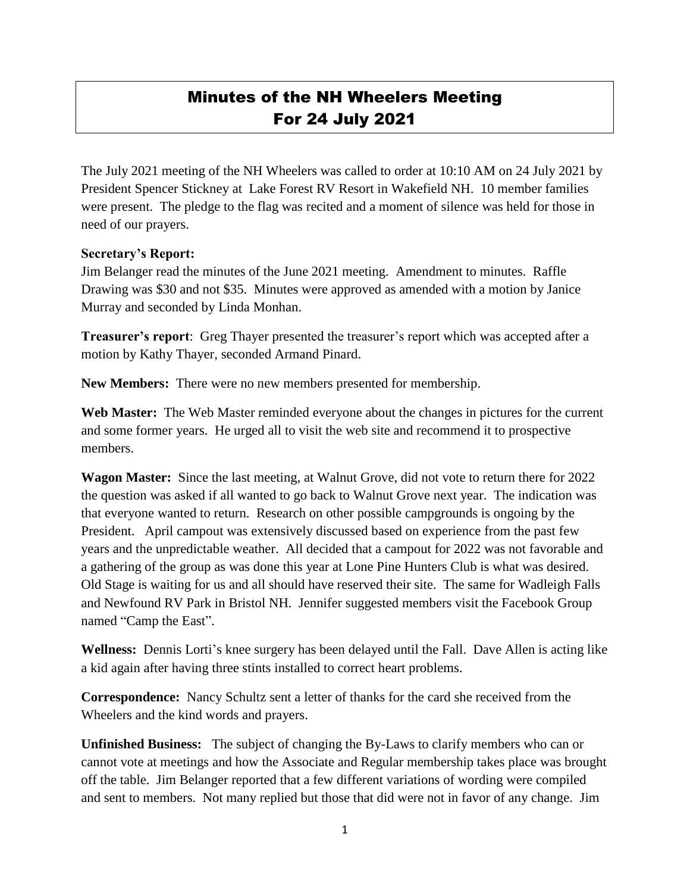# Minutes of the NH Wheelers Meeting For 24 July 2021

The July 2021 meeting of the NH Wheelers was called to order at 10:10 AM on 24 July 2021 by President Spencer Stickney at Lake Forest RV Resort in Wakefield NH. 10 member families were present. The pledge to the flag was recited and a moment of silence was held for those in need of our prayers.

**Secretary's Report:**
Jim Belanger read the minutes of the June 2021 meeting. Amendment to minutes. Raffle Drawing was $30 and not $35. Minutes were approved as amended with a motion by Janice Murray and seconded by Linda Monhan.

**Treasurer's report**: Greg Thayer presented the treasurer's report which was accepted after a motion by Kathy Thayer, seconded Armand Pinard.

**New Members:** There were no new members presented for membership.

**Web Master:** The Web Master reminded everyone about the changes in pictures for the current and some former years. He urged all to visit the web site and recommend it to prospective members.

**Wagon Master:** Since the last meeting, at Walnut Grove, did not vote to return there for 2022 the question was asked if all wanted to go back to Walnut Grove next year. The indication was that everyone wanted to return. Research on other possible campgrounds is ongoing by the President. April campout was extensively discussed based on experience from the past few years and the unpredictable weather. All decided that a campout for 2022 was not favorable and a gathering of the group as was done this year at Lone Pine Hunters Club is what was desired. Old Stage is waiting for us and all should have reserved their site. The same for Wadleigh Falls and Newfound RV Park in Bristol NH. Jennifer suggested members visit the Facebook Group named "Camp the East".

**Wellness:** Dennis Lorti's knee surgery has been delayed until the Fall. Dave Allen is acting like a kid again after having three stints installed to correct heart problems.

**Correspondence:** Nancy Schultz sent a letter of thanks for the card she received from the Wheelers and the kind words and prayers.

**Unfinished Business:** The subject of changing the By-Laws to clarify members who can or cannot vote at meetings and how the Associate and Regular membership takes place was brought off the table. Jim Belanger reported that a few different variations of wording were compiled and sent to members. Not many replied but those that did were not in favor of any change. Jim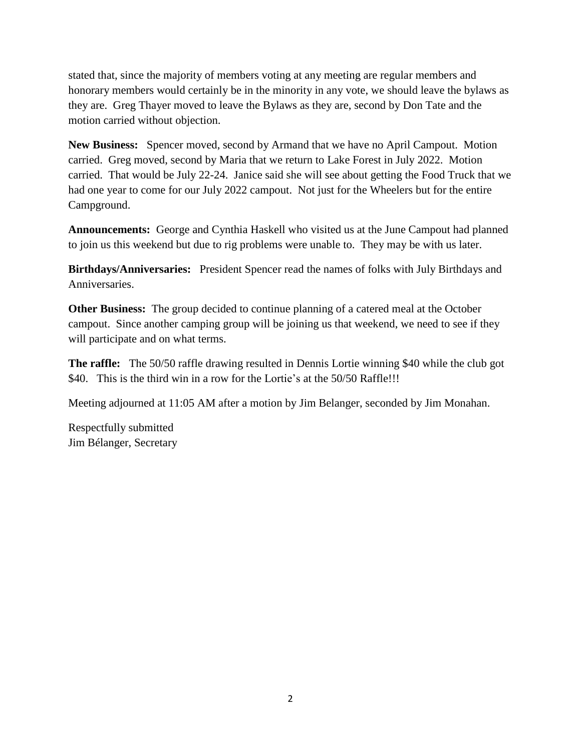stated that, since the majority of members voting at any meeting are regular members and honorary members would certainly be in the minority in any vote, we should leave the bylaws as they are. Greg Thayer moved to leave the Bylaws as they are, second by Don Tate and the motion carried without objection.

**New Business:** Spencer moved, second by Armand that we have no April Campout. Motion carried. Greg moved, second by Maria that we return to Lake Forest in July 2022. Motion carried. That would be July 22-24. Janice said she will see about getting the Food Truck that we had one year to come for our July 2022 campout. Not just for the Wheelers but for the entire Campground.

**Announcements:** George and Cynthia Haskell who visited us at the June Campout had planned to join us this weekend but due to rig problems were unable to. They may be with us later.

**Birthdays/Anniversaries:** President Spencer read the names of folks with July Birthdays and Anniversaries.

**Other Business:** The group decided to continue planning of a catered meal at the October campout. Since another camping group will be joining us that weekend, we need to see if they will participate and on what terms.

**The raffle:** The 50/50 raffle drawing resulted in Dennis Lortie winning $40 while the club got $40. This is the third win in a row for the Lortie's at the 50/50 Raffle!!!

Meeting adjourned at 11:05 AM after a motion by Jim Belanger, seconded by Jim Monahan.

Respectfully submitted
Jim Bélanger, Secretary